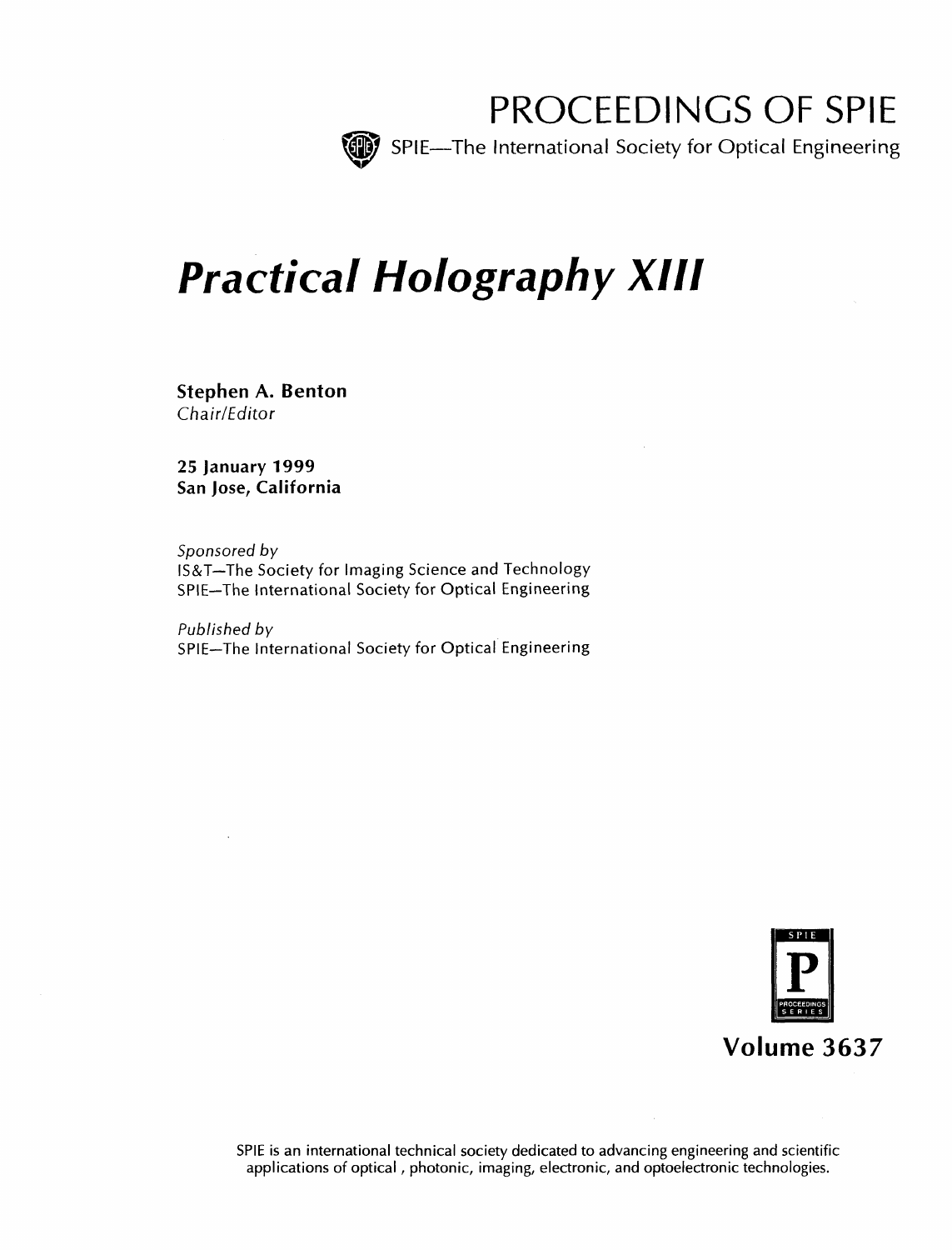# PROCEEDINGS OF SPIE

SPIE—The International Society for Optical Engineering

# *Practical Holography XIII*

**Stephen A. Benton**
*Chair/Editor*

**25 January 1999**
**San Jose, California**

*Sponsored by*
IS&T—The Society for Imaging Science and Technology
SPIE—The International Society for Optical Engineering

*Published by*
SPIE—The International Society for Optical Engineering

**Volume 3637**

SPIE is an international technical society dedicated to advancing engineering and scientific applications of optical, photonic, imaging, electronic, and optoelectronic technologies.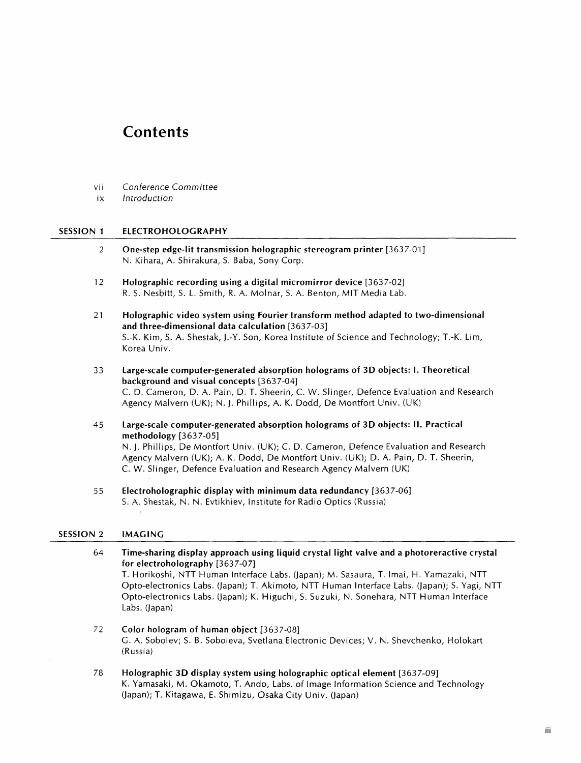# Contents

vii *Conference Committee*

ix *Introduction*

## SESSION 1 ELECTROHOLOGRAPHY

2 **One-step edge-lit transmission holographic stereogram printer** [3637-01]
N. Kihara, A. Shirakura, S. Baba, Sony Corp.

12 **Holographic recording using a digital micromirror device** [3637-02]
R. S. Nesbitt, S. L. Smith, R. A. Molnar, S. A. Benton, MIT Media Lab.

21 **Holographic video system using Fourier transform method adapted to two-dimensional and three-dimensional data calculation** [3637-03]
S.-K. Kim, S. A. Shestak, J.-Y. Son, Korea Institute of Science and Technology; T.-K. Lim, Korea Univ.

33 **Large-scale computer-generated absorption holograms of 3D objects: I. Theoretical background and visual concepts** [3637-04]
C. D. Cameron, D. A. Pain, D. T. Sheerin, C. W. Slinger, Defence Evaluation and Research Agency Malvern (UK); N. J. Phillips, A. K. Dodd, De Montfort Univ. (UK)

45 **Large-scale computer-generated absorption holograms of 3D objects: II. Practical methodology** [3637-05]
N. J. Phillips, De Montfort Univ. (UK); C. D. Cameron, Defence Evaluation and Research Agency Malvern (UK); A. K. Dodd, De Montfort Univ. (UK); D. A. Pain, D. T. Sheerin, C. W. Slinger, Defence Evaluation and Research Agency Malvern (UK)

55 **Electroholographic display with minimum data redundancy** [3637-06]
S. A. Shestak, N. N. Evtikhiev, Institute for Radio Optics (Russia)

## SESSION 2 IMAGING

64 **Time-sharing display approach using liquid crystal light valve and a photoreractive crystal for electroholography** [3637-07]
T. Horikoshi, NTT Human Interface Labs. (Japan); M. Sasaura, T. Imai, H. Yamazaki, NTT Opto-electronics Labs. (Japan); T. Akimoto, NTT Human Interface Labs. (Japan); S. Yagi, NTT Opto-electronics Labs. (Japan); K. Higuchi, S. Suzuki, N. Sonehara, NTT Human Interface Labs. (Japan)

72 **Color hologram of human object** [3637-08]
G. A. Sobolev; S. B. Soboleva, Svetlana Electronic Devices; V. N. Shevchenko, Holokart (Russia)

78 **Holographic 3D display system using holographic optical element** [3637-09]
K. Yamasaki, M. Okamoto, T. Ando, Labs. of Image Information Science and Technology (Japan); T. Kitagawa, E. Shimizu, Osaka City Univ. (Japan)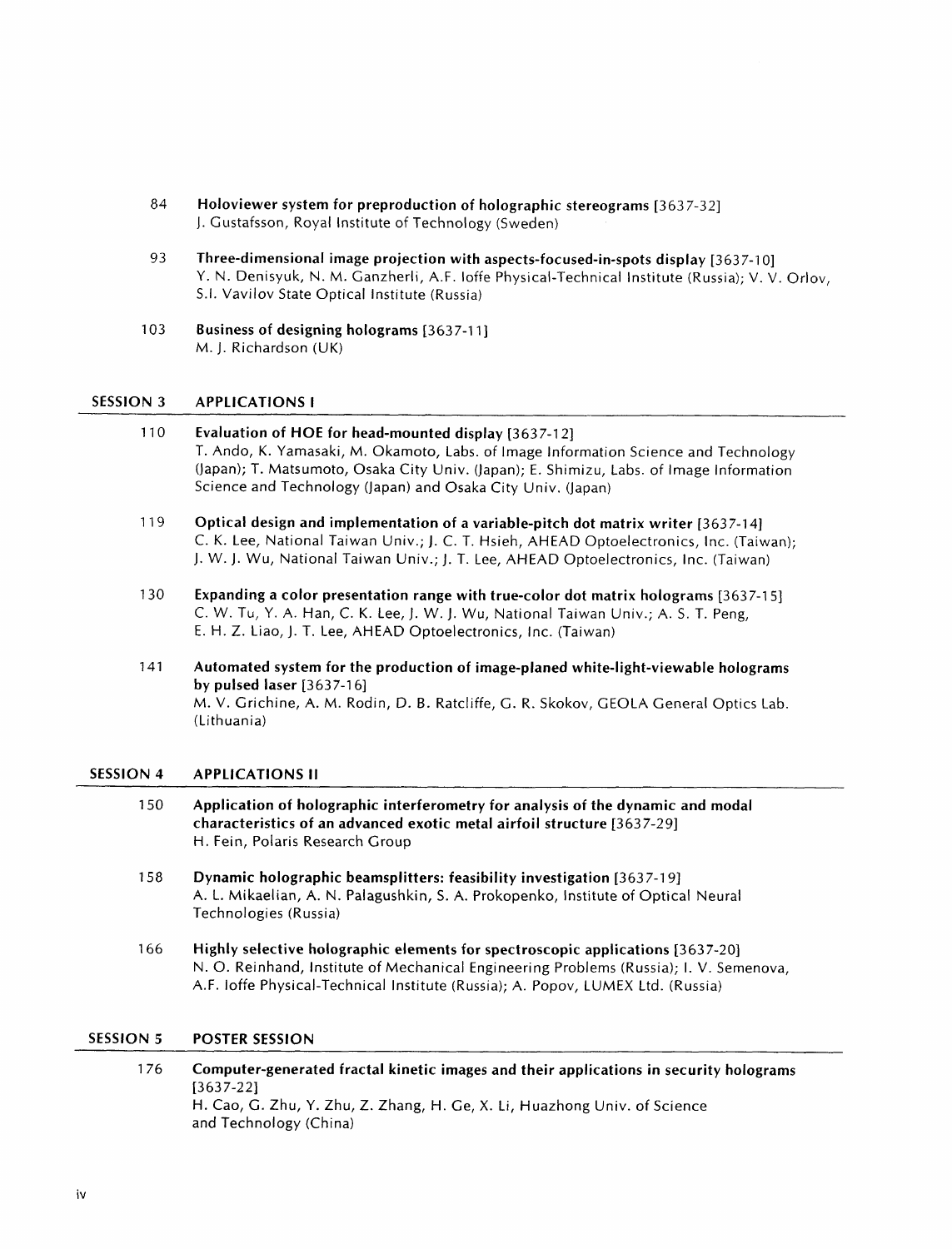84 **Holoviewer system for preproduction of holographic stereograms** [3637-32]
J. Gustafsson, Royal Institute of Technology (Sweden)

93 **Three-dimensional image projection with aspects-focused-in-spots display** [3637-10]
Y. N. Denisyuk, N. M. Ganzherli, A.F. Ioffe Physical-Technical Institute (Russia); V. V. Orlov, S.I. Vavilov State Optical Institute (Russia)

103 **Business of designing holograms** [3637-11]
M. J. Richardson (UK)

## SESSION 3 APPLICATIONS I

110 **Evaluation of HOE for head-mounted display** [3637-12]
T. Ando, K. Yamasaki, M. Okamoto, Labs. of Image Information Science and Technology (Japan); T. Matsumoto, Osaka City Univ. (Japan); E. Shimizu, Labs. of Image Information Science and Technology (Japan) and Osaka City Univ. (Japan)

119 **Optical design and implementation of a variable-pitch dot matrix writer** [3637-14]
C. K. Lee, National Taiwan Univ.; J. C. T. Hsieh, AHEAD Optoelectronics, Inc. (Taiwan); J. W. J. Wu, National Taiwan Univ.; J. T. Lee, AHEAD Optoelectronics, Inc. (Taiwan)

130 **Expanding a color presentation range with true-color dot matrix holograms** [3637-15]
C. W. Tu, Y. A. Han, C. K. Lee, J. W. J. Wu, National Taiwan Univ.; A. S. T. Peng, E. H. Z. Liao, J. T. Lee, AHEAD Optoelectronics, Inc. (Taiwan)

141 **Automated system for the production of image-planed white-light-viewable holograms by pulsed laser** [3637-16]
M. V. Grichine, A. M. Rodin, D. B. Ratcliffe, G. R. Skokov, GEOLA General Optics Lab. (Lithuania)

## SESSION 4 APPLICATIONS II

150 **Application of holographic interferometry for analysis of the dynamic and modal characteristics of an advanced exotic metal airfoil structure** [3637-29]
H. Fein, Polaris Research Group

158 **Dynamic holographic beamsplitters: feasibility investigation** [3637-19]
A. L. Mikaelian, A. N. Palagushkin, S. A. Prokopenko, Institute of Optical Neural Technologies (Russia)

166 **Highly selective holographic elements for spectroscopic applications** [3637-20]
N. O. Reinhand, Institute of Mechanical Engineering Problems (Russia); I. V. Semenova, A.F. Ioffe Physical-Technical Institute (Russia); A. Popov, LUMEX Ltd. (Russia)

## SESSION 5 POSTER SESSION

176 **Computer-generated fractal kinetic images and their applications in security holograms** [3637-22]
H. Cao, G. Zhu, Y. Zhu, Z. Zhang, H. Ge, X. Li, Huazhong Univ. of Science and Technology (China)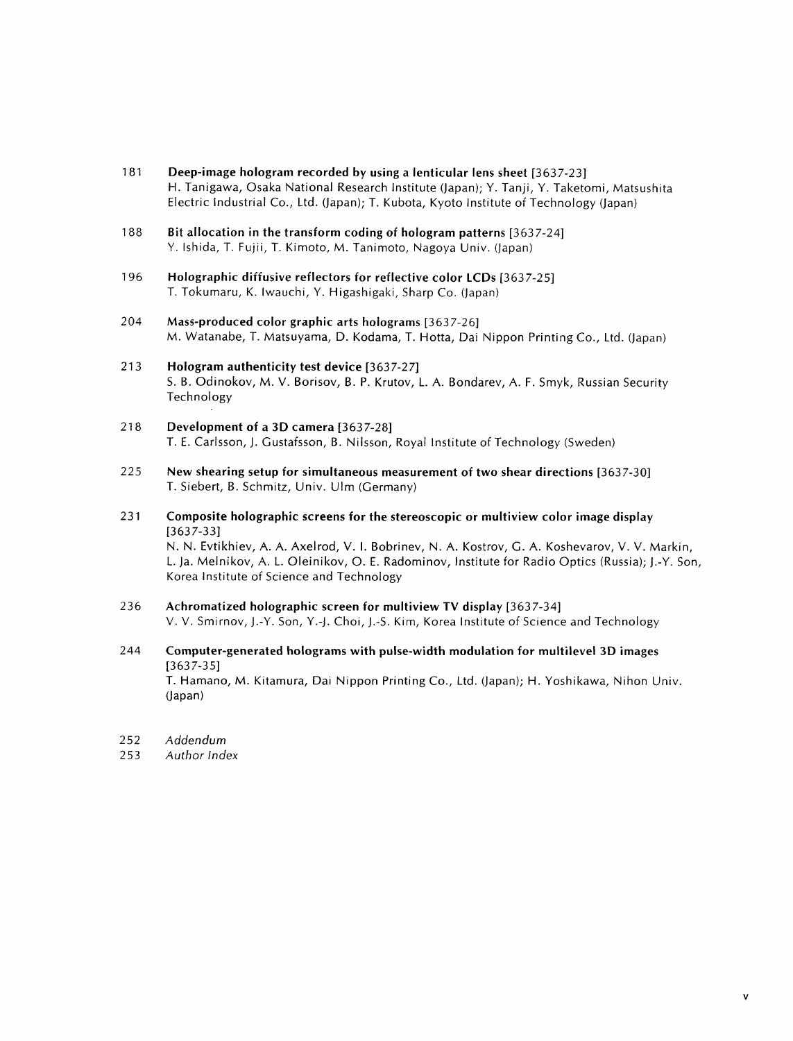181 **Deep-image hologram recorded by using a lenticular lens sheet** [3637-23]
H. Tanigawa, Osaka National Research Institute (Japan); Y. Tanji, Y. Taketomi, Matsushita Electric Industrial Co., Ltd. (Japan); T. Kubota, Kyoto Institute of Technology (Japan)

188 **Bit allocation in the transform coding of hologram patterns** [3637-24]
Y. Ishida, T. Fujii, T. Kimoto, M. Tanimoto, Nagoya Univ. (Japan)

196 **Holographic diffusive reflectors for reflective color LCDs** [3637-25]
T. Tokumaru, K. Iwauchi, Y. Higashigaki, Sharp Co. (Japan)

204 **Mass-produced color graphic arts holograms** [3637-26]
M. Watanabe, T. Matsuyama, D. Kodama, T. Hotta, Dai Nippon Printing Co., Ltd. (Japan)

213 **Hologram authenticity test device** [3637-27]
S. B. Odinokov, M. V. Borisov, B. P. Krutov, L. A. Bondarev, A. F. Smyk, Russian Security Technology

218 **Development of a 3D camera** [3637-28]
T. E. Carlsson, J. Gustafsson, B. Nilsson, Royal Institute of Technology (Sweden)

225 **New shearing setup for simultaneous measurement of two shear directions** [3637-30]
T. Siebert, B. Schmitz, Univ. Ulm (Germany)

231 **Composite holographic screens for the stereoscopic or multiview color image display** [3637-33]
N. N. Evtikhiev, A. A. Axelrod, V. I. Bobrinev, N. A. Kostrov, G. A. Koshevarov, V. V. Markin, L. Ja. Melnikov, A. L. Oleinikov, O. E. Radominov, Institute for Radio Optics (Russia); J.-Y. Son, Korea Institute of Science and Technology

236 **Achromatized holographic screen for multiview TV display** [3637-34]
V. V. Smirnov, J.-Y. Son, Y.-J. Choi, J.-S. Kim, Korea Institute of Science and Technology

244 **Computer-generated holograms with pulse-width modulation for multilevel 3D images** [3637-35]
T. Hamano, M. Kitamura, Dai Nippon Printing Co., Ltd. (Japan); H. Yoshikawa, Nihon Univ. (Japan)

252 *Addendum*
253 *Author Index*